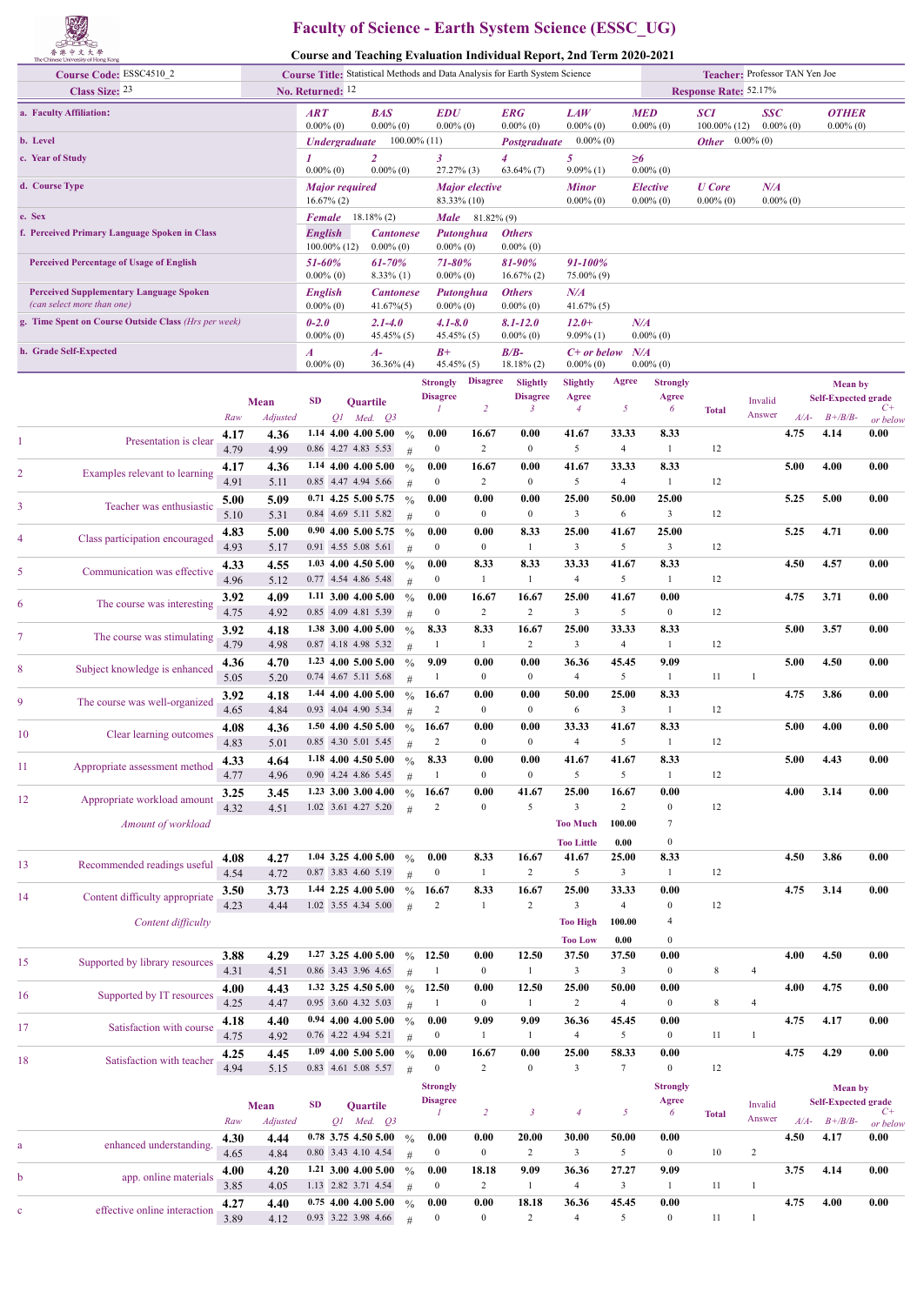# Faculty of Science - Earth System Science (ESSC_UG)

## Course and Teaching Evaluation Individual Report, 2nd Term 2020-2021

| | | | |
|---|---|---|---|
| **Course Code:** ESSC4510_2 | **Course Title:** Statistical Methods and Data Analysis for Earth System Science | | **Teacher:** Professor TAN Yen Joe |
| **Class Size:** 23 | **No. Returned:** 12 | | **Response Rate:** 52.17% |

| | | | | | | | | | |
|---|---|---|---|---|---|---|---|---|---|
| **a. Faculty Affiliation:** | *ART* 0.00% (0) | *BAS* 0.00% (0) | *EDU* 0.00% (0) | *ERG* 0.00% (0) | *LAW* 0.00% (0) | *MED* 0.00% (0) | *SCI* 100.00% (12) | *SSC* 0.00% (0) | *OTHER* 0.00% (0) |
| **b. Level** | *Undergraduate* 100.00% (11) | | *Postgraduate* 0.00% (0) | | *Other* 0.00% (0) | | | | |
| **c. Year of Study** | *1* 0.00% (0) | *2* 0.00% (0) | *3* 27.27% (3) | *4* 63.64% (7) | *5* 9.09% (1) | *≥6* 0.00% (0) | | | |
| **d. Course Type** | *Major required* 16.67% (2) | | *Major elective* 83.33% (10) | | *Minor* 0.00% (0) | *Elective* 0.00% (0) | *U Core* 0.00% (0) | *N/A* 0.00% (0) | |
| **e. Sex** | *Female* 18.18% (2) | | *Male* 81.82% (9) | | | | | | |
| **f. Perceived Primary Language Spoken in Class** | *English* 100.00% (12) | *Cantonese* 0.00% (0) | *Putonghua* 0.00% (0) | *Others* 0.00% (0) | | | | | |
| **Perceived Percentage of Usage of English** | *51-60%* 0.00% (0) | *61-70%* 8.33% (1) | *71-80%* 0.00% (0) | *81-90%* 16.67% (2) | *91-100%* 75.00% (9) | | | | |
| **Perceived Supplementary Language Spoken** *(can select more than one)* | *English* 0.00% (0) | *Cantonese* 41.67%(5) | *Putonghua* 0.00% (0) | *Others* 0.00% (0) | *N/A* 41.67% (5) | | | | |
| **g. Time Spent on Course Outside Class** *(Hrs per week)* | *0-2.0* 0.00% (0) | *2.1-4.0* 45.45% (5) | *4.1-8.0* 45.45% (5) | *8.1-12.0* 0.00% (0) | *12.0+* 9.09% (1) | *N/A* 0.00% (0) | | | |
| **h. Grade Self-Expected** | *A* 0.00% (0) | *A-* 36.36% (4) | *B+* 45.45% (5) | *B/B-* 18.18% (2) | *C+ or below* 0.00% (0) | *N/A* 0.00% (0) | | | |

| | Item | Mean Raw | Mean Adjusted | SD | Q1 | Med. | Q3 | | Strongly Disagree 1 | Disagree 2 | Slightly Disagree 3 | Slightly Agree 4 | Agree 5 | Strongly Agree 6 | Total | Invalid Answer | Mean by Self-Expected grade A/A- | B+/B/B- | C+ or below |
|---|---|---|---|---|---|---|---|---|---|---|---|---|---|---|---|---|---|---|---|
| 1 | Presentation is clear | 4.17 | 4.36 | 1.14 | 4.00 | 4.00 | 5.00 | % | 0.00 | 16.67 | 0.00 | 41.67 | 33.33 | 8.33 | | | 4.75 | 4.14 | 0.00 |
| | | 4.79 | 4.99 | 0.86 | 4.27 | 4.83 | 5.53 | # | 0 | 2 | 0 | 5 | 4 | 1 | 12 | | | | |
| 2 | Examples relevant to learning | 4.17 | 4.36 | 1.14 | 4.00 | 4.00 | 5.00 | % | 0.00 | 16.67 | 0.00 | 41.67 | 33.33 | 8.33 | | | 5.00 | 4.00 | 0.00 |
| | | 4.91 | 5.11 | 0.85 | 4.47 | 4.94 | 5.66 | # | 0 | 2 | 0 | 5 | 4 | 1 | 12 | | | | |
| 3 | Teacher was enthusiastic | 5.00 | 5.09 | 0.71 | 4.25 | 5.00 | 5.75 | % | 0.00 | 0.00 | 0.00 | 25.00 | 50.00 | 25.00 | | | 5.25 | 5.00 | 0.00 |
| | | 5.10 | 5.31 | 0.84 | 4.69 | 5.11 | 5.82 | # | 0 | 0 | 0 | 3 | 6 | 3 | 12 | | | | |
| 4 | Class participation encouraged | 4.83 | 5.00 | 0.90 | 4.00 | 5.00 | 5.75 | % | 0.00 | 0.00 | 8.33 | 25.00 | 41.67 | 25.00 | | | 5.25 | 4.71 | 0.00 |
| | | 4.93 | 5.17 | 0.91 | 4.55 | 5.08 | 5.61 | # | 0 | 0 | 1 | 3 | 5 | 3 | 12 | | | | |
| 5 | Communication was effective | 4.33 | 4.55 | 1.03 | 4.00 | 4.50 | 5.00 | % | 0.00 | 8.33 | 8.33 | 33.33 | 41.67 | 8.33 | | | 4.50 | 4.57 | 0.00 |
| | | 4.96 | 5.12 | 0.77 | 4.54 | 4.86 | 5.48 | # | 0 | 1 | 1 | 4 | 5 | 1 | 12 | | | | |
| 6 | The course was interesting | 3.92 | 4.09 | 1.11 | 3.00 | 4.00 | 5.00 | % | 0.00 | 16.67 | 16.67 | 25.00 | 41.67 | 0.00 | | | 4.75 | 3.71 | 0.00 |
| | | 4.75 | 4.92 | 0.85 | 4.09 | 4.81 | 5.39 | # | 0 | 2 | 2 | 3 | 5 | 0 | 12 | | | | |
| 7 | The course was stimulating | 3.92 | 4.18 | 1.38 | 3.00 | 4.00 | 5.00 | % | 8.33 | 8.33 | 16.67 | 25.00 | 33.33 | 8.33 | | | 5.00 | 3.57 | 0.00 |
| | | 4.79 | 4.98 | 0.87 | 4.18 | 4.98 | 5.32 | # | 1 | 1 | 2 | 3 | 4 | 1 | 12 | | | | |
| 8 | Subject knowledge is enhanced | 4.36 | 4.70 | 1.23 | 4.00 | 5.00 | 5.00 | % | 9.09 | 0.00 | 0.00 | 36.36 | 45.45 | 9.09 | | | 5.00 | 4.50 | 0.00 |
| | | 5.05 | 5.20 | 0.74 | 4.67 | 5.11 | 5.68 | # | 1 | 0 | 0 | 4 | 5 | 1 | 11 | 1 | | | |
| 9 | The course was well-organized | 3.92 | 4.18 | 1.44 | 4.00 | 4.00 | 5.00 | % | 16.67 | 0.00 | 0.00 | 50.00 | 25.00 | 8.33 | | | 4.75 | 3.86 | 0.00 |
| | | 4.65 | 4.84 | 0.93 | 4.04 | 4.90 | 5.34 | # | 2 | 0 | 0 | 6 | 3 | 1 | 12 | | | | |
| 10 | Clear learning outcomes | 4.08 | 4.36 | 1.50 | 4.00 | 4.50 | 5.00 | % | 16.67 | 0.00 | 0.00 | 33.33 | 41.67 | 8.33 | | | 5.00 | 4.00 | 0.00 |
| | | 4.83 | 5.01 | 0.85 | 4.30 | 5.01 | 5.45 | # | 2 | 0 | 0 | 4 | 5 | 1 | 12 | | | | |
| 11 | Appropriate assessment method | 4.33 | 4.64 | 1.18 | 4.00 | 4.50 | 5.00 | % | 8.33 | 0.00 | 0.00 | 41.67 | 41.67 | 8.33 | | | 5.00 | 4.43 | 0.00 |
| | | 4.77 | 4.96 | 0.90 | 4.24 | 4.86 | 5.45 | # | 1 | 0 | 0 | 5 | 5 | 1 | 12 | | | | |
| 12 | Appropriate workload amount | 3.25 | 3.45 | 1.23 | 3.00 | 3.00 | 4.00 | % | 16.67 | 0.00 | 41.67 | 25.00 | 16.67 | 0.00 | | | 4.00 | 3.14 | 0.00 |
| | | 4.32 | 4.51 | 1.02 | 3.61 | 4.27 | 5.20 | # | 2 | 0 | 5 | 3 | 2 | 0 | 12 | | | | |
| | *Amount of workload* | | | | | | | | | | | Too Much | 100.00 | 7 | | | | | |
| | | | | | | | | | | | | Too Little | 0.00 | 0 | | | | | |
| 13 | Recommended readings useful | 4.08 | 4.27 | 1.04 | 3.25 | 4.00 | 5.00 | % | 0.00 | 8.33 | 16.67 | 41.67 | 25.00 | 8.33 | | | 4.50 | 3.86 | 0.00 |
| | | 4.54 | 4.72 | 0.87 | 3.83 | 4.60 | 5.19 | # | 0 | 1 | 2 | 5 | 3 | 1 | 12 | | | | |
| 14 | Content difficulty appropriate | 3.50 | 3.73 | 1.44 | 2.25 | 4.00 | 5.00 | % | 16.67 | 8.33 | 16.67 | 25.00 | 33.33 | 0.00 | | | 4.75 | 3.14 | 0.00 |
| | | 4.23 | 4.44 | 1.02 | 3.55 | 4.34 | 5.00 | # | 2 | 1 | 2 | 3 | 4 | 0 | 12 | | | | |
| | *Content difficulty* | | | | | | | | | | | Too High | 100.00 | 4 | | | | | |
| | | | | | | | | | | | | Too Low | 0.00 | 0 | | | | | |
| 15 | Supported by library resources | 3.88 | 4.29 | 1.27 | 3.25 | 4.00 | 5.00 | % | 12.50 | 0.00 | 12.50 | 37.50 | 37.50 | 0.00 | | | 4.00 | 4.50 | 0.00 |
| | | 4.31 | 4.51 | 0.86 | 3.43 | 3.96 | 4.65 | # | 1 | 0 | 1 | 3 | 3 | 0 | 8 | 4 | | | |
| 16 | Supported by IT resources | 4.00 | 4.43 | 1.32 | 3.25 | 4.50 | 5.00 | % | 12.50 | 0.00 | 12.50 | 25.00 | 50.00 | 0.00 | | | 4.00 | 4.75 | 0.00 |
| | | 4.25 | 4.47 | 0.95 | 3.60 | 4.32 | 5.03 | # | 1 | 0 | 1 | 2 | 4 | 0 | 8 | 4 | | | |
| 17 | Satisfaction with course | 4.18 | 4.40 | 0.94 | 4.00 | 4.00 | 5.00 | % | 0.00 | 9.09 | 9.09 | 36.36 | 45.45 | 0.00 | | | 4.75 | 4.17 | 0.00 |
| | | 4.75 | 4.92 | 0.76 | 4.22 | 4.94 | 5.21 | # | 0 | 1 | 1 | 4 | 5 | 0 | 11 | 1 | | | |
| 18 | Satisfaction with teacher | 4.25 | 4.45 | 1.09 | 4.00 | 5.00 | 5.00 | % | 0.00 | 16.67 | 0.00 | 25.00 | 58.33 | 0.00 | | | 4.75 | 4.29 | 0.00 |
| | | 4.94 | 5.15 | 0.83 | 4.61 | 5.08 | 5.57 | # | 0 | 2 | 0 | 3 | 7 | 0 | 12 | | | | |

| | Item | Mean Raw | Mean Adjusted | SD | Q1 | Med. | Q3 | | Strongly Disagree 1 | 2 | 3 | 4 | 5 | Strongly Agree 6 | Total | Invalid Answer | Mean by Self-Expected grade A/A- | B+/B/B- | C+ or below |
|---|---|---|---|---|---|---|---|---|---|---|---|---|---|---|---|---|---|---|---|
| a | enhanced understanding. | 4.30 | 4.44 | 0.78 | 3.75 | 4.50 | 5.00 | % | 0.00 | 0.00 | 20.00 | 30.00 | 50.00 | 0.00 | | | 4.50 | 4.17 | 0.00 |
| | | 4.65 | 4.84 | 0.80 | 3.43 | 4.10 | 4.54 | # | 0 | 0 | 2 | 3 | 5 | 0 | 10 | 2 | | | |
| b | app. online materials | 4.00 | 4.20 | 1.21 | 3.00 | 4.00 | 5.00 | % | 0.00 | 18.18 | 9.09 | 36.36 | 27.27 | 9.09 | | | 3.75 | 4.14 | 0.00 |
| | | 3.85 | 4.05 | 1.13 | 2.82 | 3.71 | 4.54 | # | 0 | 2 | 1 | 4 | 3 | 1 | 11 | 1 | | | |
| c | effective online interaction | 4.27 | 4.40 | 0.75 | 4.00 | 4.00 | 5.00 | % | 0.00 | 0.00 | 18.18 | 36.36 | 45.45 | 0.00 | | | 4.75 | 4.00 | 0.00 |
| | | 3.89 | 4.12 | 0.93 | 3.22 | 3.98 | 4.66 | # | 0 | 0 | 2 | 4 | 5 | 0 | 11 | 1 | | | |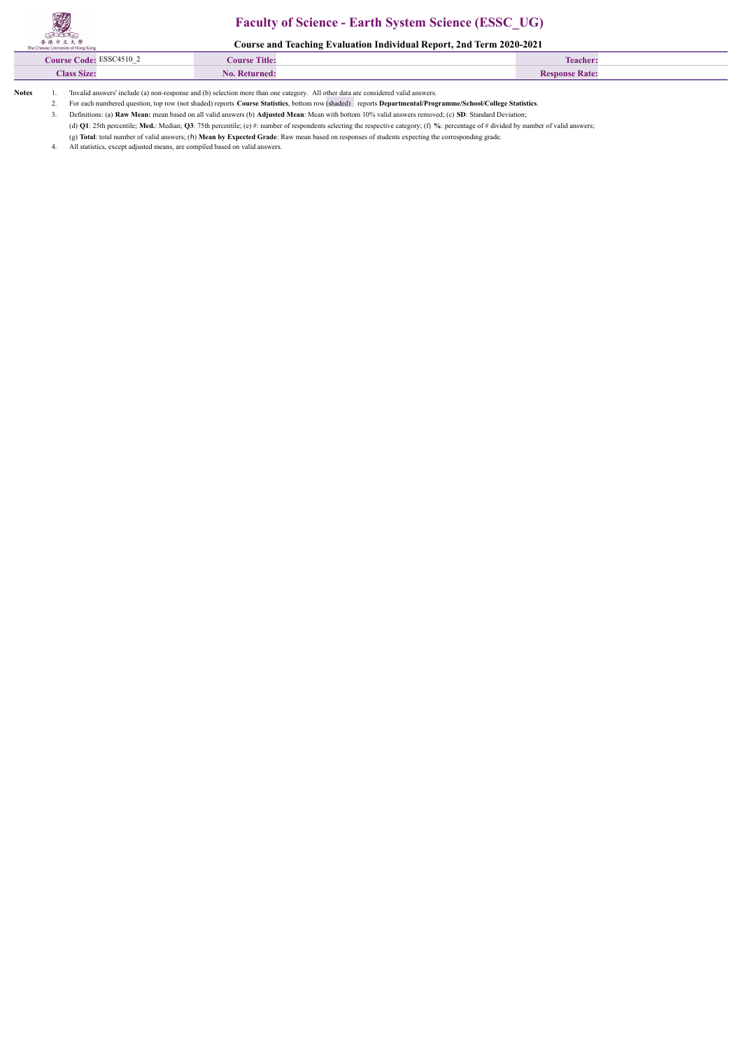# Faculty of Science - Earth System Science (ESSC_UG)

## Course and Teaching Evaluation Individual Report, 2nd Term 2020-2021

| **Course Code:** ESSC4510_2 | **Course Title:** | **Teacher:** |
|---|---|---|
| **Class Size:** | **No. Returned:** | **Response Rate:** |

**Notes**

1. 'Invalid answers' include (a) non-response and (b) selection more than one category. All other data are considered valid answers.
2. For each numbered question, top row (not shaded) reports **Course Statistics**, bottom row (shaded) reports **Departmental/Programme/School/College Statistics**.
3. Definitions: (a) **Raw Mean:** mean based on all valid answers (b) **Adjusted Mean**: Mean with bottom 10% valid answers removed; (c) **SD**: Standard Deviation;
   (d) **Q1**: 25th percentile; **Med.**: Median; **Q3**: 75th percentile; (e) #: number of respondents selecting the respective category; (f) **%**: percentage of # divided by number of valid answers;
   (g) **Total**: total number of valid answers; (h) **Mean by Expected Grade**: Raw mean based on responses of students expecting the corresponding grade.
4. All statistics, except adjusted means, are compiled based on valid answers.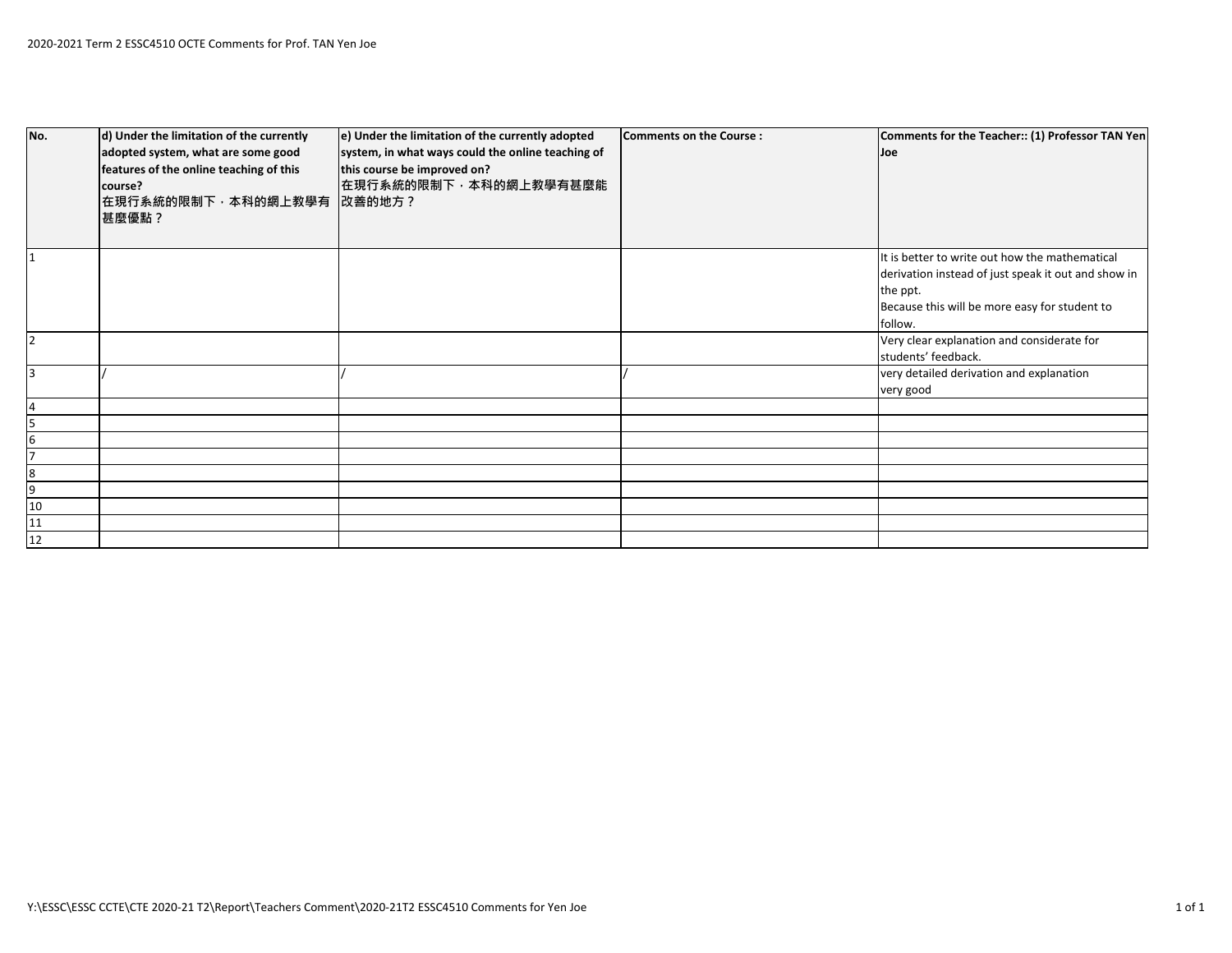2020-2021 Term 2 ESSC4510 OCTE Comments for Prof. TAN Yen Joe

| No. | d) Under the limitation of the currently adopted system, what are some good features of the online teaching of this course?<br>在現行系統的限制下，本科的網上教學有甚麼優點？ | e) Under the limitation of the currently adopted system, in what ways could the online teaching of this course be improved on?<br>在現行系統的限制下，本科的網上教學有甚麼能改善的地方？ | Comments on the Course : | Comments for the Teacher:: (1) Professor TAN Yen Joe |
|---|---|---|---|---|
| 1 | | | | It is better to write out how the mathematical derivation instead of just speak it out and show in the ppt.<br>Because this will be more easy for student to follow. |
| 2 | | | | Very clear explanation and considerate for students' feedback. |
| 3 | / | / | / | very detailed derivation and explanation<br>very good |
| 4 | | | | |
| 5 | | | | |
| 6 | | | | |
| 7 | | | | |
| 8 | | | | |
| 9 | | | | |
| 10 | | | | |
| 11 | | | | |
| 12 | | | | |

Y:\ESSC\ESSC CCTE\CTE 2020-21 T2\Report\Teachers Comment\2020-21T2 ESSC4510 Comments for Yen Joe